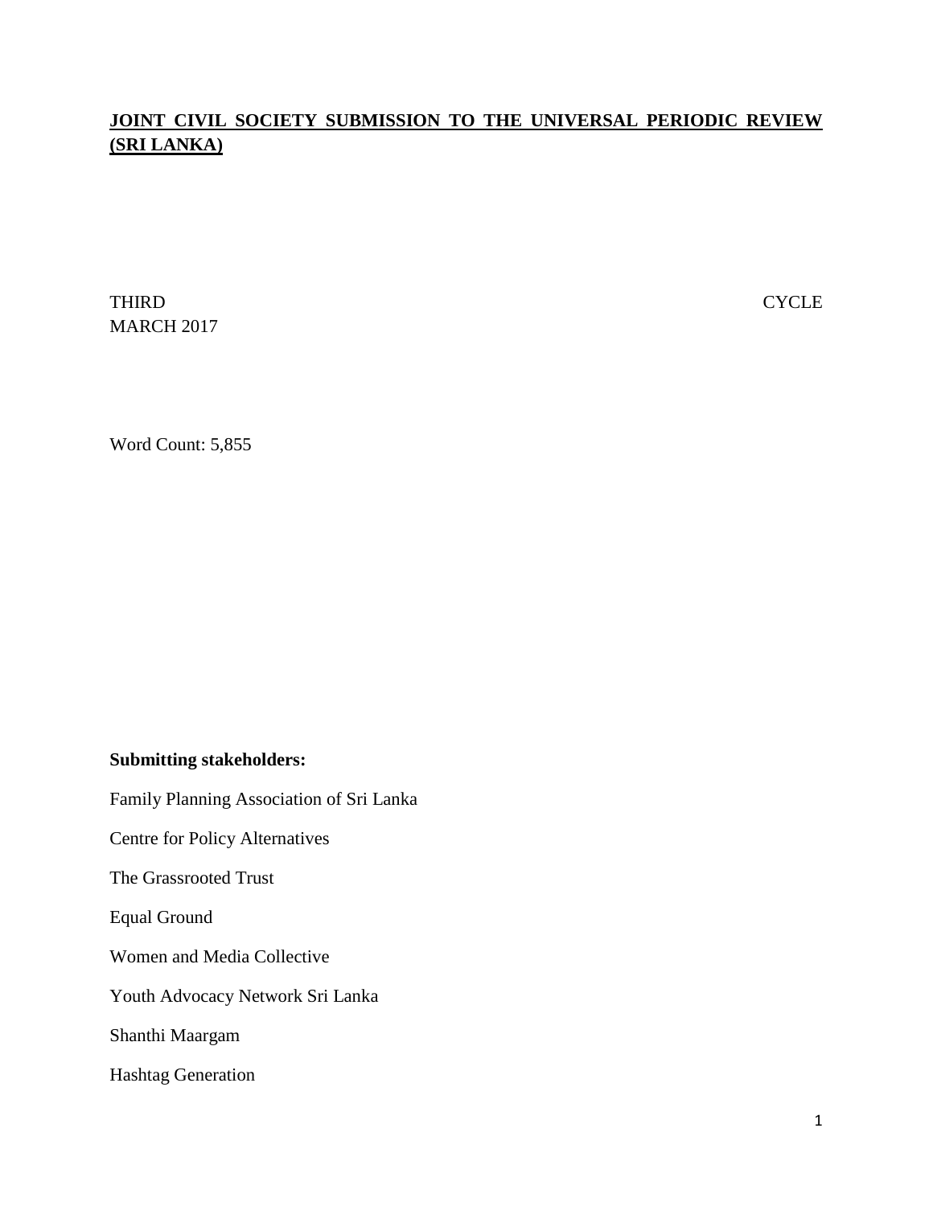**JOINT CIVIL SOCIETY SUBMISSION TO THE UNIVERSAL PERIODIC REVIEW (SRI LANKA)**

THIRD CYCLE
MARCH 2017

Word Count: 5,855

**Submitting stakeholders:**

Family Planning Association of Sri Lanka

Centre for Policy Alternatives

The Grassrooted Trust

Equal Ground

Women and Media Collective

Youth Advocacy Network Sri Lanka

Shanthi Maargam

Hashtag Generation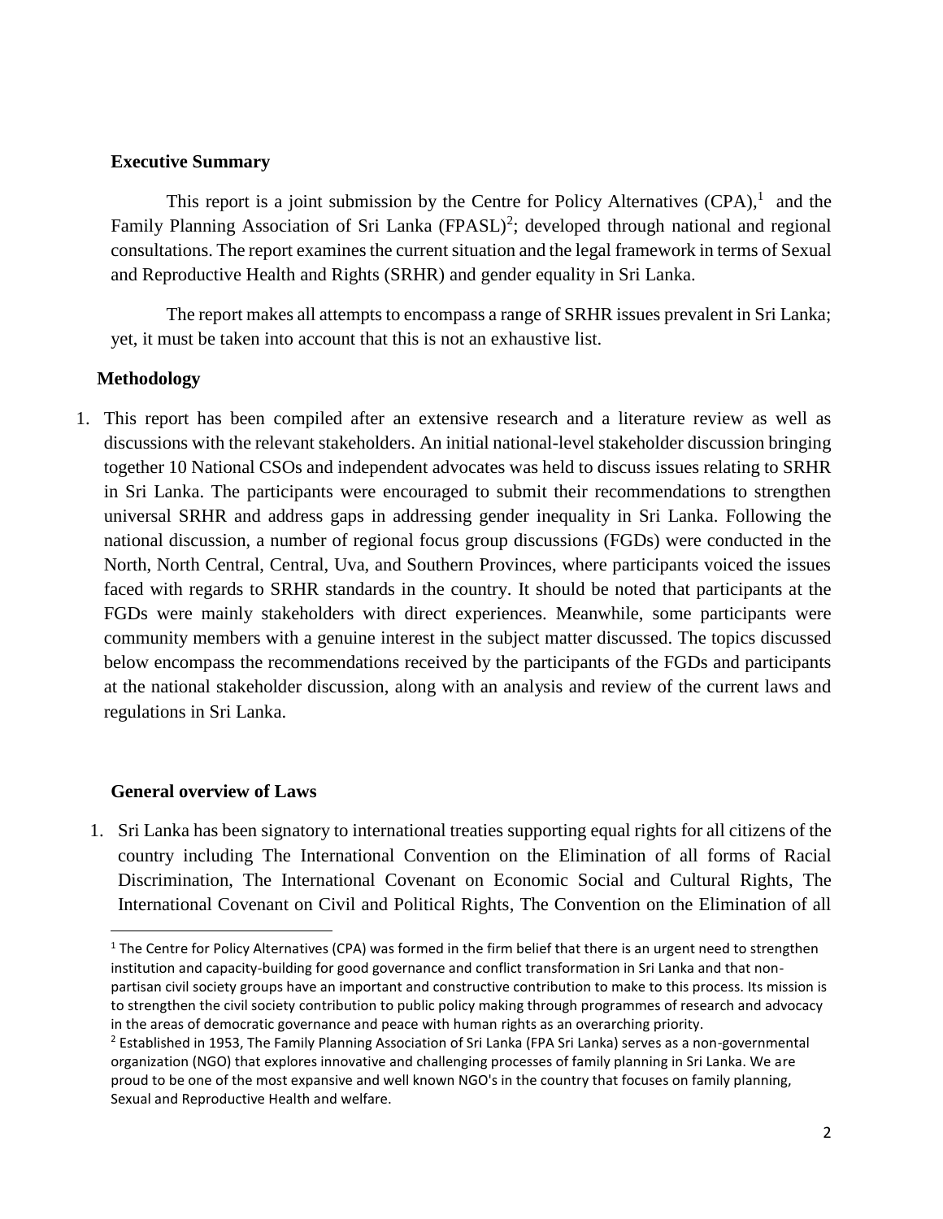## Executive Summary

This report is a joint submission by the Centre for Policy Alternatives (CPA),[1] and the Family Planning Association of Sri Lanka (FPASL)[2]; developed through national and regional consultations. The report examines the current situation and the legal framework in terms of Sexual and Reproductive Health and Rights (SRHR) and gender equality in Sri Lanka.

The report makes all attempts to encompass a range of SRHR issues prevalent in Sri Lanka; yet, it must be taken into account that this is not an exhaustive list.

## Methodology

1. This report has been compiled after an extensive research and a literature review as well as discussions with the relevant stakeholders. An initial national-level stakeholder discussion bringing together 10 National CSOs and independent advocates was held to discuss issues relating to SRHR in Sri Lanka. The participants were encouraged to submit their recommendations to strengthen universal SRHR and address gaps in addressing gender inequality in Sri Lanka. Following the national discussion, a number of regional focus group discussions (FGDs) were conducted in the North, North Central, Central, Uva, and Southern Provinces, where participants voiced the issues faced with regards to SRHR standards in the country. It should be noted that participants at the FGDs were mainly stakeholders with direct experiences. Meanwhile, some participants were community members with a genuine interest in the subject matter discussed. The topics discussed below encompass the recommendations received by the participants of the FGDs and participants at the national stakeholder discussion, along with an analysis and review of the current laws and regulations in Sri Lanka.

## General overview of Laws

1. Sri Lanka has been signatory to international treaties supporting equal rights for all citizens of the country including The International Convention on the Elimination of all forms of Racial Discrimination, The International Covenant on Economic Social and Cultural Rights, The International Covenant on Civil and Political Rights, The Convention on the Elimination of all

---

[1] The Centre for Policy Alternatives (CPA) was formed in the firm belief that there is an urgent need to strengthen institution and capacity-building for good governance and conflict transformation in Sri Lanka and that non-partisan civil society groups have an important and constructive contribution to make to this process. Its mission is to strengthen the civil society contribution to public policy making through programmes of research and advocacy in the areas of democratic governance and peace with human rights as an overarching priority.

[2] Established in 1953, The Family Planning Association of Sri Lanka (FPA Sri Lanka) serves as a non-governmental organization (NGO) that explores innovative and challenging processes of family planning in Sri Lanka. We are proud to be one of the most expansive and well known NGO's in the country that focuses on family planning, Sexual and Reproductive Health and welfare.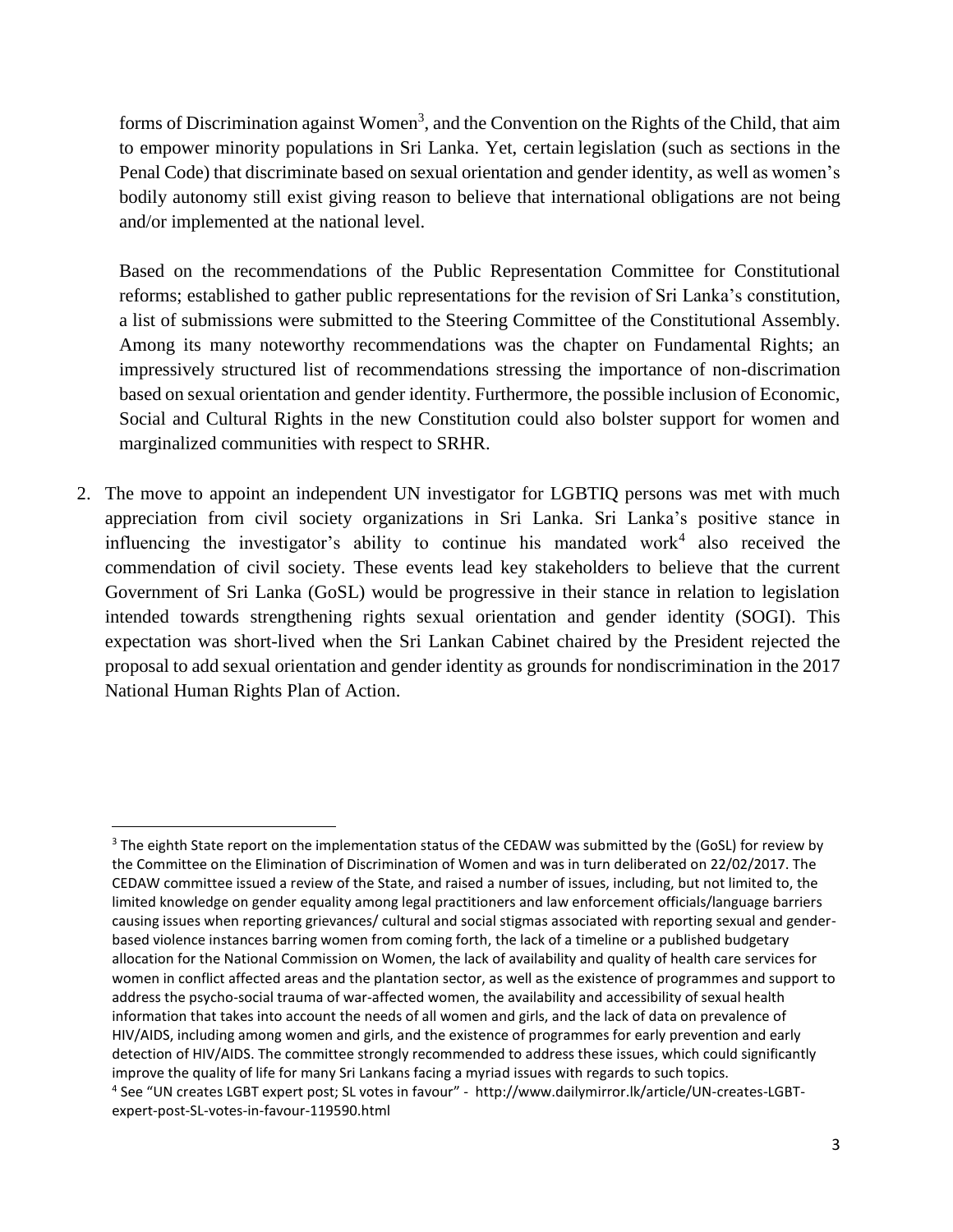forms of Discrimination against Women[3], and the Convention on the Rights of the Child, that aim to empower minority populations in Sri Lanka. Yet, certain legislation (such as sections in the Penal Code) that discriminate based on sexual orientation and gender identity, as well as women's bodily autonomy still exist giving reason to believe that international obligations are not being and/or implemented at the national level.

Based on the recommendations of the Public Representation Committee for Constitutional reforms; established to gather public representations for the revision of Sri Lanka's constitution, a list of submissions were submitted to the Steering Committee of the Constitutional Assembly. Among its many noteworthy recommendations was the chapter on Fundamental Rights; an impressively structured list of recommendations stressing the importance of non-discrimation based on sexual orientation and gender identity. Furthermore, the possible inclusion of Economic, Social and Cultural Rights in the new Constitution could also bolster support for women and marginalized communities with respect to SRHR.

2. The move to appoint an independent UN investigator for LGBTIQ persons was met with much appreciation from civil society organizations in Sri Lanka. Sri Lanka's positive stance in influencing the investigator's ability to continue his mandated work[4] also received the commendation of civil society. These events lead key stakeholders to believe that the current Government of Sri Lanka (GoSL) would be progressive in their stance in relation to legislation intended towards strengthening rights sexual orientation and gender identity (SOGI). This expectation was short-lived when the Sri Lankan Cabinet chaired by the President rejected the proposal to add sexual orientation and gender identity as grounds for nondiscrimination in the 2017 National Human Rights Plan of Action.

---

[3] The eighth State report on the implementation status of the CEDAW was submitted by the (GoSL) for review by the Committee on the Elimination of Discrimination of Women and was in turn deliberated on 22/02/2017. The CEDAW committee issued a review of the State, and raised a number of issues, including, but not limited to, the limited knowledge on gender equality among legal practitioners and law enforcement officials/language barriers causing issues when reporting grievances/ cultural and social stigmas associated with reporting sexual and gender-based violence instances barring women from coming forth, the lack of a timeline or a published budgetary allocation for the National Commission on Women, the lack of availability and quality of health care services for women in conflict affected areas and the plantation sector, as well as the existence of programmes and support to address the psycho-social trauma of war-affected women, the availability and accessibility of sexual health information that takes into account the needs of all women and girls, and the lack of data on prevalence of HIV/AIDS, including among women and girls, and the existence of programmes for early prevention and early detection of HIV/AIDS. The committee strongly recommended to address these issues, which could significantly improve the quality of life for many Sri Lankans facing a myriad issues with regards to such topics.

[4] See "UN creates LGBT expert post; SL votes in favour" - http://www.dailymirror.lk/article/UN-creates-LGBT-expert-post-SL-votes-in-favour-119590.html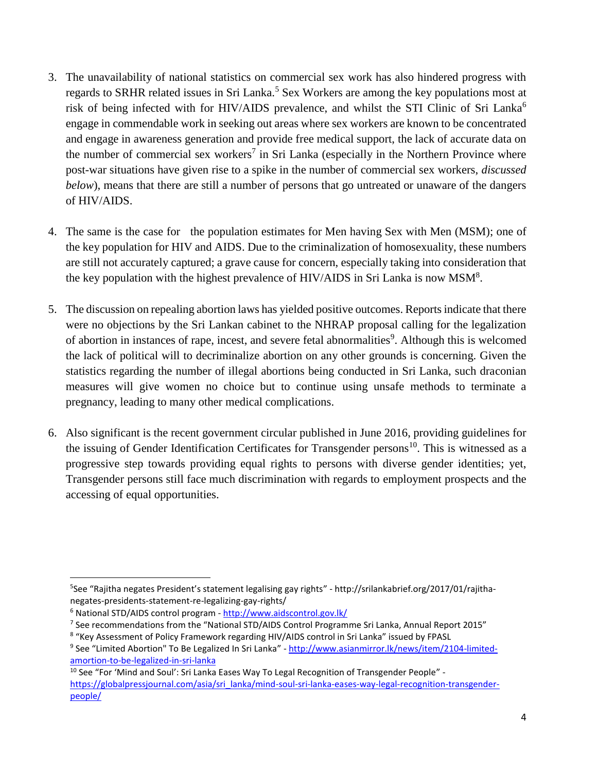3. The unavailability of national statistics on commercial sex work has also hindered progress with regards to SRHR related issues in Sri Lanka.[5] Sex Workers are among the key populations most at risk of being infected with for HIV/AIDS prevalence, and whilst the STI Clinic of Sri Lanka[6] engage in commendable work in seeking out areas where sex workers are known to be concentrated and engage in awareness generation and provide free medical support, the lack of accurate data on the number of commercial sex workers[7] in Sri Lanka (especially in the Northern Province where post-war situations have given rise to a spike in the number of commercial sex workers, *discussed below*), means that there are still a number of persons that go untreated or unaware of the dangers of HIV/AIDS.

4. The same is the case for the population estimates for Men having Sex with Men (MSM); one of the key population for HIV and AIDS. Due to the criminalization of homosexuality, these numbers are still not accurately captured; a grave cause for concern, especially taking into consideration that the key population with the highest prevalence of HIV/AIDS in Sri Lanka is now MSM[8].

5. The discussion on repealing abortion laws has yielded positive outcomes. Reports indicate that there were no objections by the Sri Lankan cabinet to the NHRAP proposal calling for the legalization of abortion in instances of rape, incest, and severe fetal abnormalities[9]. Although this is welcomed the lack of political will to decriminalize abortion on any other grounds is concerning. Given the statistics regarding the number of illegal abortions being conducted in Sri Lanka, such draconian measures will give women no choice but to continue using unsafe methods to terminate a pregnancy, leading to many other medical complications.

6. Also significant is the recent government circular published in June 2016, providing guidelines for the issuing of Gender Identification Certificates for Transgender persons[10]. This is witnessed as a progressive step towards providing equal rights to persons with diverse gender identities; yet, Transgender persons still face much discrimination with regards to employment prospects and the accessing of equal opportunities.

---

[5] See "Rajitha negates President's statement legalising gay rights" - http://srilankabrief.org/2017/01/rajitha-negates-presidents-statement-re-legalizing-gay-rights/

[6] National STD/AIDS control program - http://www.aidscontrol.gov.lk/

[7] See recommendations from the "National STD/AIDS Control Programme Sri Lanka, Annual Report 2015"

[8] "Key Assessment of Policy Framework regarding HIV/AIDS control in Sri Lanka" issued by FPASL

[9] See "Limited Abortion" To Be Legalized In Sri Lanka" - http://www.asianmirror.lk/news/item/2104-limited-amortion-to-be-legalized-in-sri-lanka

[10] See "For 'Mind and Soul': Sri Lanka Eases Way To Legal Recognition of Transgender People" - https://globalpressjournal.com/asia/sri_lanka/mind-soul-sri-lanka-eases-way-legal-recognition-transgender-people/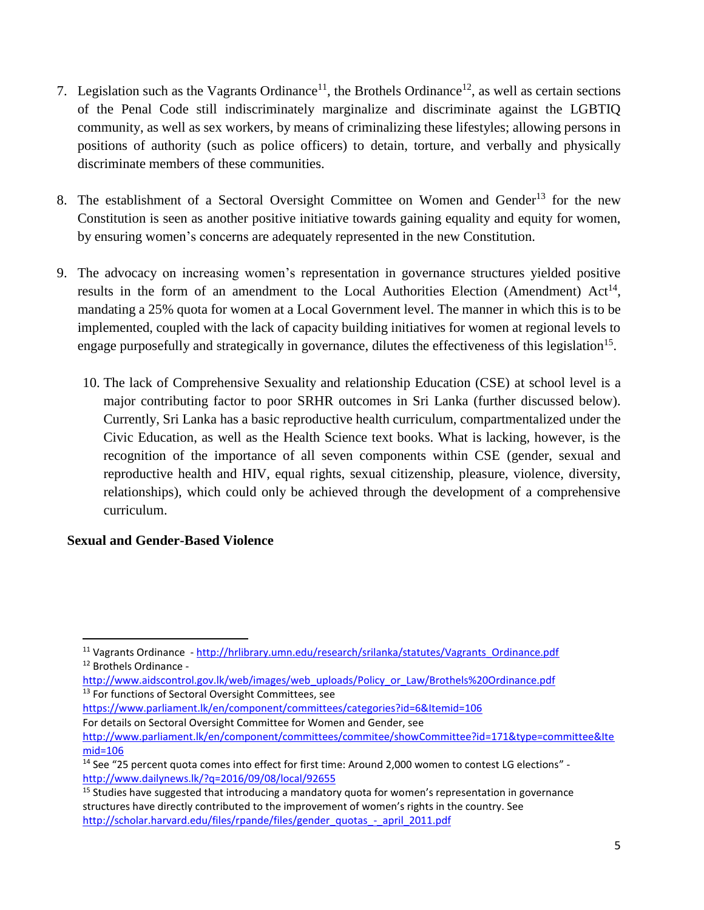7. Legislation such as the Vagrants Ordinance[11], the Brothels Ordinance[12], as well as certain sections of the Penal Code still indiscriminately marginalize and discriminate against the LGBTIQ community, as well as sex workers, by means of criminalizing these lifestyles; allowing persons in positions of authority (such as police officers) to detain, torture, and verbally and physically discriminate members of these communities.

8. The establishment of a Sectoral Oversight Committee on Women and Gender[13] for the new Constitution is seen as another positive initiative towards gaining equality and equity for women, by ensuring women's concerns are adequately represented in the new Constitution.

9. The advocacy on increasing women's representation in governance structures yielded positive results in the form of an amendment to the Local Authorities Election (Amendment) Act[14], mandating a 25% quota for women at a Local Government level. The manner in which this is to be implemented, coupled with the lack of capacity building initiatives for women at regional levels to engage purposefully and strategically in governance, dilutes the effectiveness of this legislation[15].

10. The lack of Comprehensive Sexuality and relationship Education (CSE) at school level is a major contributing factor to poor SRHR outcomes in Sri Lanka (further discussed below). Currently, Sri Lanka has a basic reproductive health curriculum, compartmentalized under the Civic Education, as well as the Health Science text books. What is lacking, however, is the recognition of the importance of all seven components within CSE (gender, sexual and reproductive health and HIV, equal rights, sexual citizenship, pleasure, violence, diversity, relationships), which could only be achieved through the development of a comprehensive curriculum.

**Sexual and Gender-Based Violence**

---

[11] Vagrants Ordinance - http://hrlibrary.umn.edu/research/srilanka/statutes/Vagrants_Ordinance.pdf

[12] Brothels Ordinance - http://www.aidscontrol.gov.lk/web/images/web_uploads/Policy_or_Law/Brothels%20Ordinance.pdf

[13] For functions of Sectoral Oversight Committees, see https://www.parliament.lk/en/component/committees/categories?id=6&Itemid=106
For details on Sectoral Oversight Committee for Women and Gender, see http://www.parliament.lk/en/component/committees/commitee/showCommittee?id=171&type=committee&Itemid=106

[14] See "25 percent quota comes into effect for first time: Around 2,000 women to contest LG elections" - http://www.dailynews.lk/?q=2016/09/08/local/92655

[15] Studies have suggested that introducing a mandatory quota for women's representation in governance structures have directly contributed to the improvement of women's rights in the country. See http://scholar.harvard.edu/files/rpande/files/gender_quotas_-_april_2011.pdf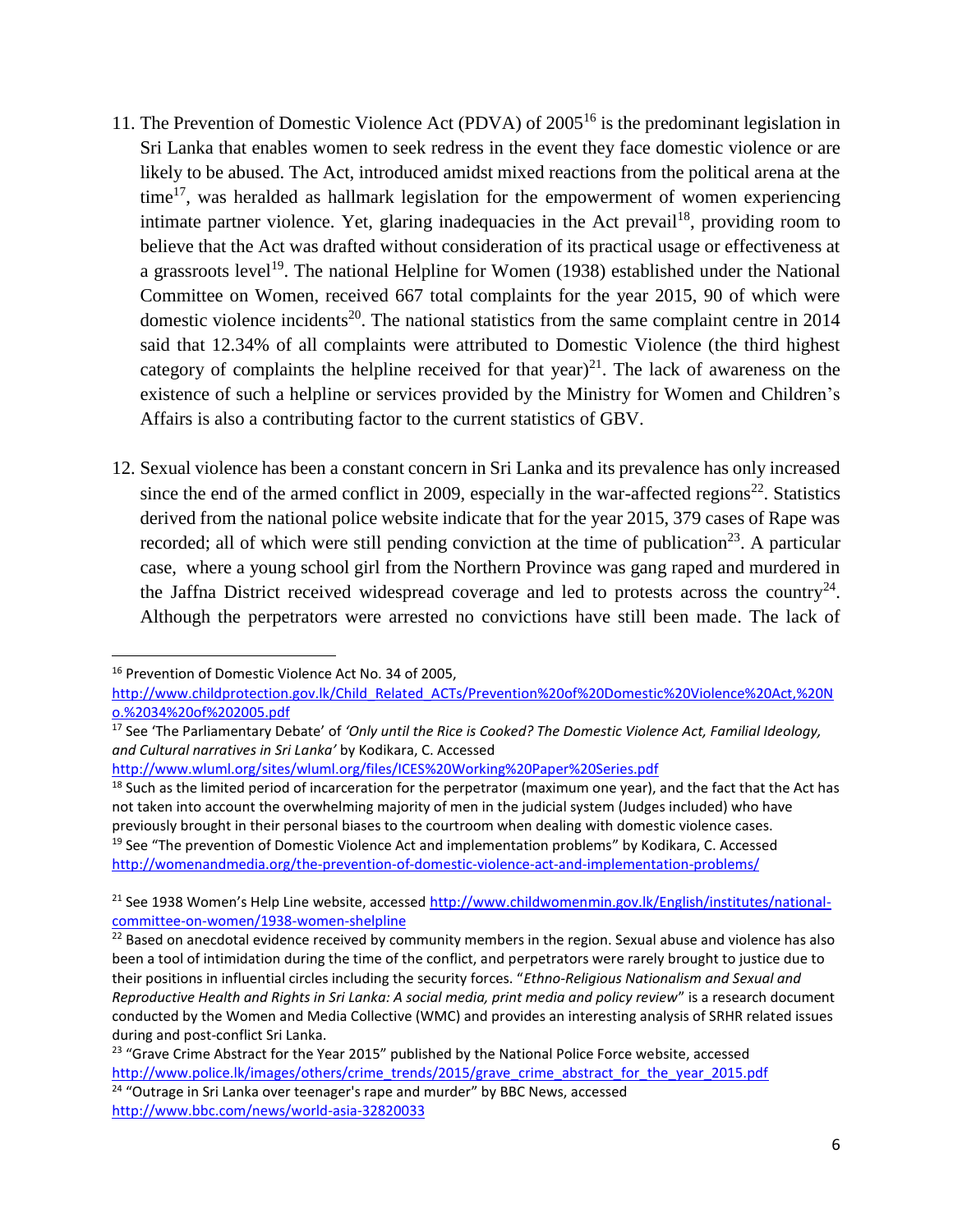11. The Prevention of Domestic Violence Act (PDVA) of 2005[16] is the predominant legislation in Sri Lanka that enables women to seek redress in the event they face domestic violence or are likely to be abused. The Act, introduced amidst mixed reactions from the political arena at the time[17], was heralded as hallmark legislation for the empowerment of women experiencing intimate partner violence. Yet, glaring inadequacies in the Act prevail[18], providing room to believe that the Act was drafted without consideration of its practical usage or effectiveness at a grassroots level[19]. The national Helpline for Women (1938) established under the National Committee on Women, received 667 total complaints for the year 2015, 90 of which were domestic violence incidents[20]. The national statistics from the same complaint centre in 2014 said that 12.34% of all complaints were attributed to Domestic Violence (the third highest category of complaints the helpline received for that year)[21]. The lack of awareness on the existence of such a helpline or services provided by the Ministry for Women and Children's Affairs is also a contributing factor to the current statistics of GBV.

12. Sexual violence has been a constant concern in Sri Lanka and its prevalence has only increased since the end of the armed conflict in 2009, especially in the war-affected regions[22]. Statistics derived from the national police website indicate that for the year 2015, 379 cases of Rape was recorded; all of which were still pending conviction at the time of publication[23]. A particular case, where a young school girl from the Northern Province was gang raped and murdered in the Jaffna District received widespread coverage and led to protests across the country[24]. Although the perpetrators were arrested no convictions have still been made. The lack of

---

[16] Prevention of Domestic Violence Act No. 34 of 2005, http://www.childprotection.gov.lk/Child_Related_ACTs/Prevention%20of%20Domestic%20Violence%20Act,%20No.%2034%20of%202005.pdf

[17] See 'The Parliamentary Debate' of *'Only until the Rice is Cooked? The Domestic Violence Act, Familial Ideology, and Cultural narratives in Sri Lanka'* by Kodikara, C. Accessed http://www.wluml.org/sites/wluml.org/files/ICES%20Working%20Paper%20Series.pdf

[18] Such as the limited period of incarceration for the perpetrator (maximum one year), and the fact that the Act has not taken into account the overwhelming majority of men in the judicial system (Judges included) who have previously brought in their personal biases to the courtroom when dealing with domestic violence cases.

[19] See "The prevention of Domestic Violence Act and implementation problems" by Kodikara, C. Accessed http://womenandmedia.org/the-prevention-of-domestic-violence-act-and-implementation-problems/

[21] See 1938 Women's Help Line website, accessed http://www.childwomenmin.gov.lk/English/institutes/national-committee-on-women/1938-women-shelpline

[22] Based on anecdotal evidence received by community members in the region. Sexual abuse and violence has also been a tool of intimidation during the time of the conflict, and perpetrators were rarely brought to justice due to their positions in influential circles including the security forces. "*Ethno-Religious Nationalism and Sexual and Reproductive Health and Rights in Sri Lanka: A social media, print media and policy review*" is a research document conducted by the Women and Media Collective (WMC) and provides an interesting analysis of SRHR related issues during and post-conflict Sri Lanka.

[23] "Grave Crime Abstract for the Year 2015" published by the National Police Force website, accessed http://www.police.lk/images/others/crime_trends/2015/grave_crime_abstract_for_the_year_2015.pdf

[24] "Outrage in Sri Lanka over teenager's rape and murder" by BBC News, accessed http://www.bbc.com/news/world-asia-32820033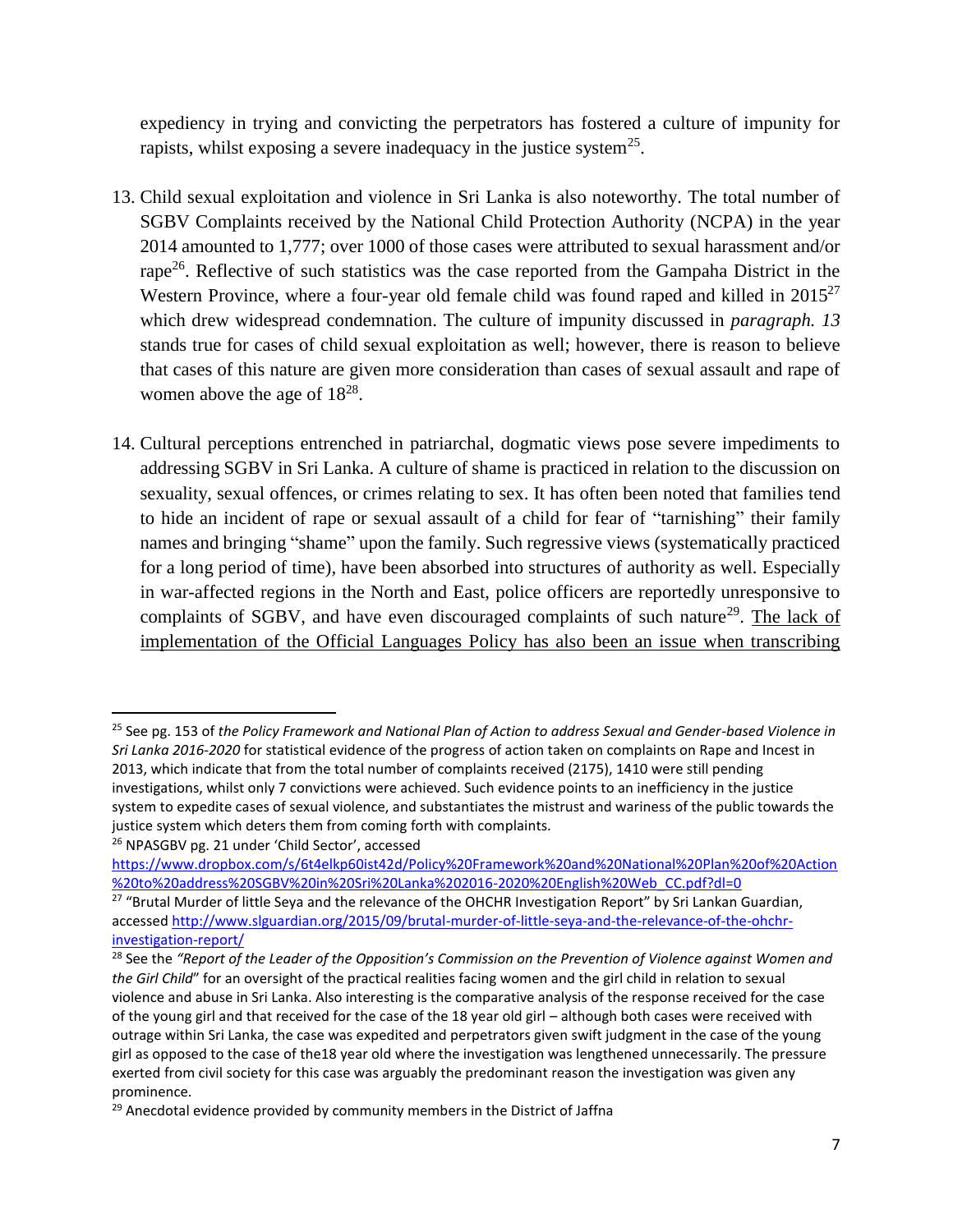expediency in trying and convicting the perpetrators has fostered a culture of impunity for rapists, whilst exposing a severe inadequacy in the justice system[25].

13. Child sexual exploitation and violence in Sri Lanka is also noteworthy. The total number of SGBV Complaints received by the National Child Protection Authority (NCPA) in the year 2014 amounted to 1,777; over 1000 of those cases were attributed to sexual harassment and/or rape[26]. Reflective of such statistics was the case reported from the Gampaha District in the Western Province, where a four-year old female child was found raped and killed in 2015[27] which drew widespread condemnation. The culture of impunity discussed in *paragraph. 13* stands true for cases of child sexual exploitation as well; however, there is reason to believe that cases of this nature are given more consideration than cases of sexual assault and rape of women above the age of 18[28].

14. Cultural perceptions entrenched in patriarchal, dogmatic views pose severe impediments to addressing SGBV in Sri Lanka. A culture of shame is practiced in relation to the discussion on sexuality, sexual offences, or crimes relating to sex. It has often been noted that families tend to hide an incident of rape or sexual assault of a child for fear of "tarnishing" their family names and bringing "shame" upon the family. Such regressive views (systematically practiced for a long period of time), have been absorbed into structures of authority as well. Especially in war-affected regions in the North and East, police officers are reportedly unresponsive to complaints of SGBV, and have even discouraged complaints of such nature[29]. <u>The lack of implementation of the Official Languages Policy has also been an issue when transcribing</u>

---

[25] See pg. 153 of *the Policy Framework and National Plan of Action to address Sexual and Gender-based Violence in Sri Lanka 2016-2020* for statistical evidence of the progress of action taken on complaints on Rape and Incest in 2013, which indicate that from the total number of complaints received (2175), 1410 were still pending investigations, whilst only 7 convictions were achieved. Such evidence points to an inefficiency in the justice system to expedite cases of sexual violence, and substantiates the mistrust and wariness of the public towards the justice system which deters them from coming forth with complaints.

[26] NPASGBV pg. 21 under 'Child Sector', accessed https://www.dropbox.com/s/6t4elkp60ist42d/Policy%20Framework%20and%20National%20Plan%20of%20Action%20to%20address%20SGBV%20in%20Sri%20Lanka%202016-2020%20English%20Web_CC.pdf?dl=0

[27] "Brutal Murder of little Seya and the relevance of the OHCHR Investigation Report" by Sri Lankan Guardian, accessed http://www.slguardian.org/2015/09/brutal-murder-of-little-seya-and-the-relevance-of-the-ohchr-investigation-report/

[28] See the *"Report of the Leader of the Opposition's Commission on the Prevention of Violence against Women and the Girl Child"* for an oversight of the practical realities facing women and the girl child in relation to sexual violence and abuse in Sri Lanka. Also interesting is the comparative analysis of the response received for the case of the young girl and that received for the case of the 18 year old girl – although both cases were received with outrage within Sri Lanka, the case was expedited and perpetrators given swift judgment in the case of the young girl as opposed to the case of the18 year old where the investigation was lengthened unnecessarily. The pressure exerted from civil society for this case was arguably the predominant reason the investigation was given any prominence.

[29] Anecdotal evidence provided by community members in the District of Jaffna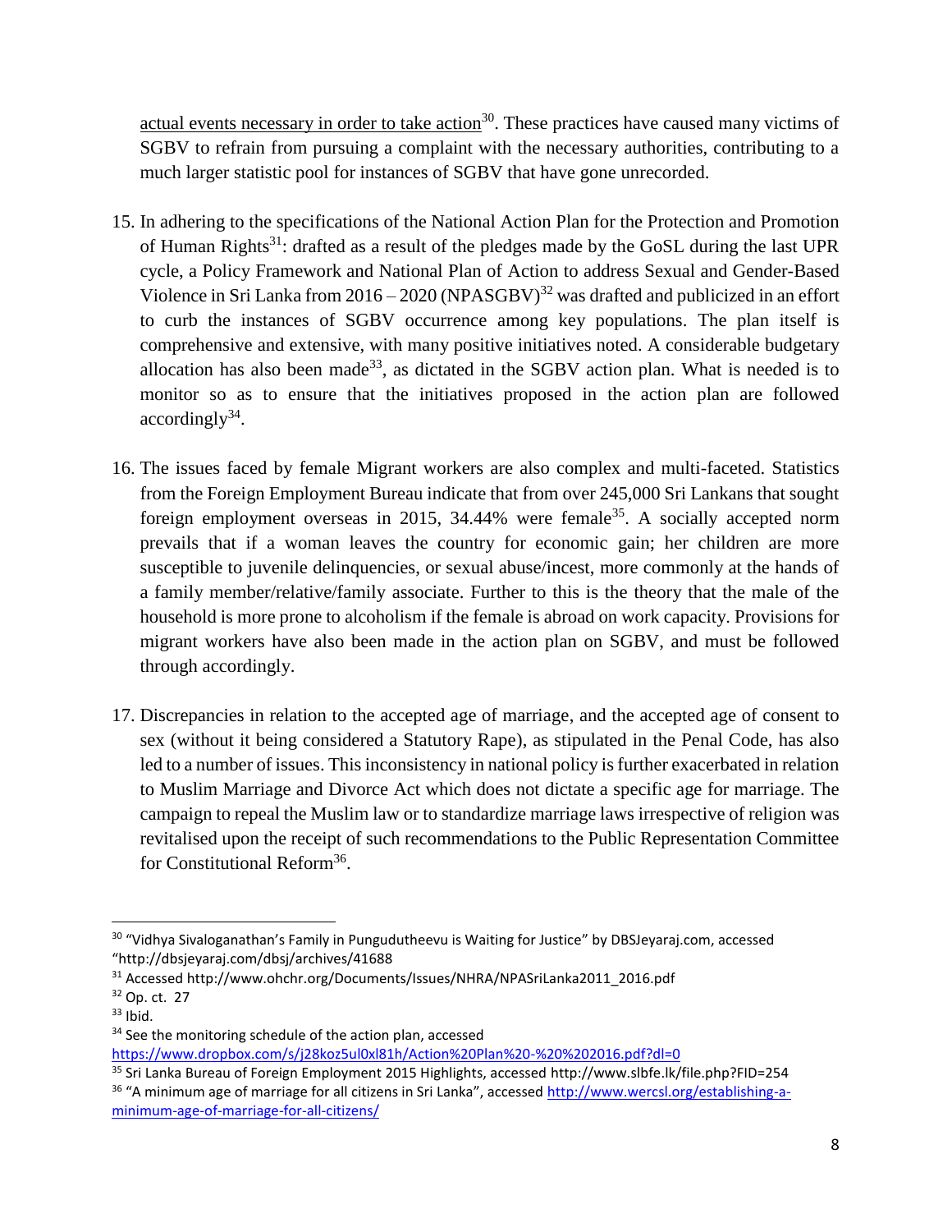actual events necessary in order to take action[30]. These practices have caused many victims of SGBV to refrain from pursuing a complaint with the necessary authorities, contributing to a much larger statistic pool for instances of SGBV that have gone unrecorded.

15. In adhering to the specifications of the National Action Plan for the Protection and Promotion of Human Rights[31]: drafted as a result of the pledges made by the GoSL during the last UPR cycle, a Policy Framework and National Plan of Action to address Sexual and Gender-Based Violence in Sri Lanka from 2016 – 2020 (NPASGBV)[32] was drafted and publicized in an effort to curb the instances of SGBV occurrence among key populations. The plan itself is comprehensive and extensive, with many positive initiatives noted. A considerable budgetary allocation has also been made[33], as dictated in the SGBV action plan. What is needed is to monitor so as to ensure that the initiatives proposed in the action plan are followed accordingly[34].

16. The issues faced by female Migrant workers are also complex and multi-faceted. Statistics from the Foreign Employment Bureau indicate that from over 245,000 Sri Lankans that sought foreign employment overseas in 2015, 34.44% were female[35]. A socially accepted norm prevails that if a woman leaves the country for economic gain; her children are more susceptible to juvenile delinquencies, or sexual abuse/incest, more commonly at the hands of a family member/relative/family associate. Further to this is the theory that the male of the household is more prone to alcoholism if the female is abroad on work capacity. Provisions for migrant workers have also been made in the action plan on SGBV, and must be followed through accordingly.

17. Discrepancies in relation to the accepted age of marriage, and the accepted age of consent to sex (without it being considered a Statutory Rape), as stipulated in the Penal Code, has also led to a number of issues. This inconsistency in national policy is further exacerbated in relation to Muslim Marriage and Divorce Act which does not dictate a specific age for marriage. The campaign to repeal the Muslim law or to standardize marriage laws irrespective of religion was revitalised upon the receipt of such recommendations to the Public Representation Committee for Constitutional Reform[36].

---

[30] "Vidhya Sivaloganathan's Family in Pungudutheevu is Waiting for Justice" by DBSJeyaraj.com, accessed "http://dbsjeyaraj.com/dbsj/archives/41688

[31] Accessed http://www.ohchr.org/Documents/Issues/NHRA/NPASriLanka2011_2016.pdf

[32] Op. ct. 27

[33] Ibid.

[34] See the monitoring schedule of the action plan, accessed https://www.dropbox.com/s/j28koz5ul0xl81h/Action%20Plan%20-%20%202016.pdf?dl=0

[35] Sri Lanka Bureau of Foreign Employment 2015 Highlights, accessed http://www.slbfe.lk/file.php?FID=254

[36] "A minimum age of marriage for all citizens in Sri Lanka", accessed http://www.wercsl.org/establishing-a-minimum-age-of-marriage-for-all-citizens/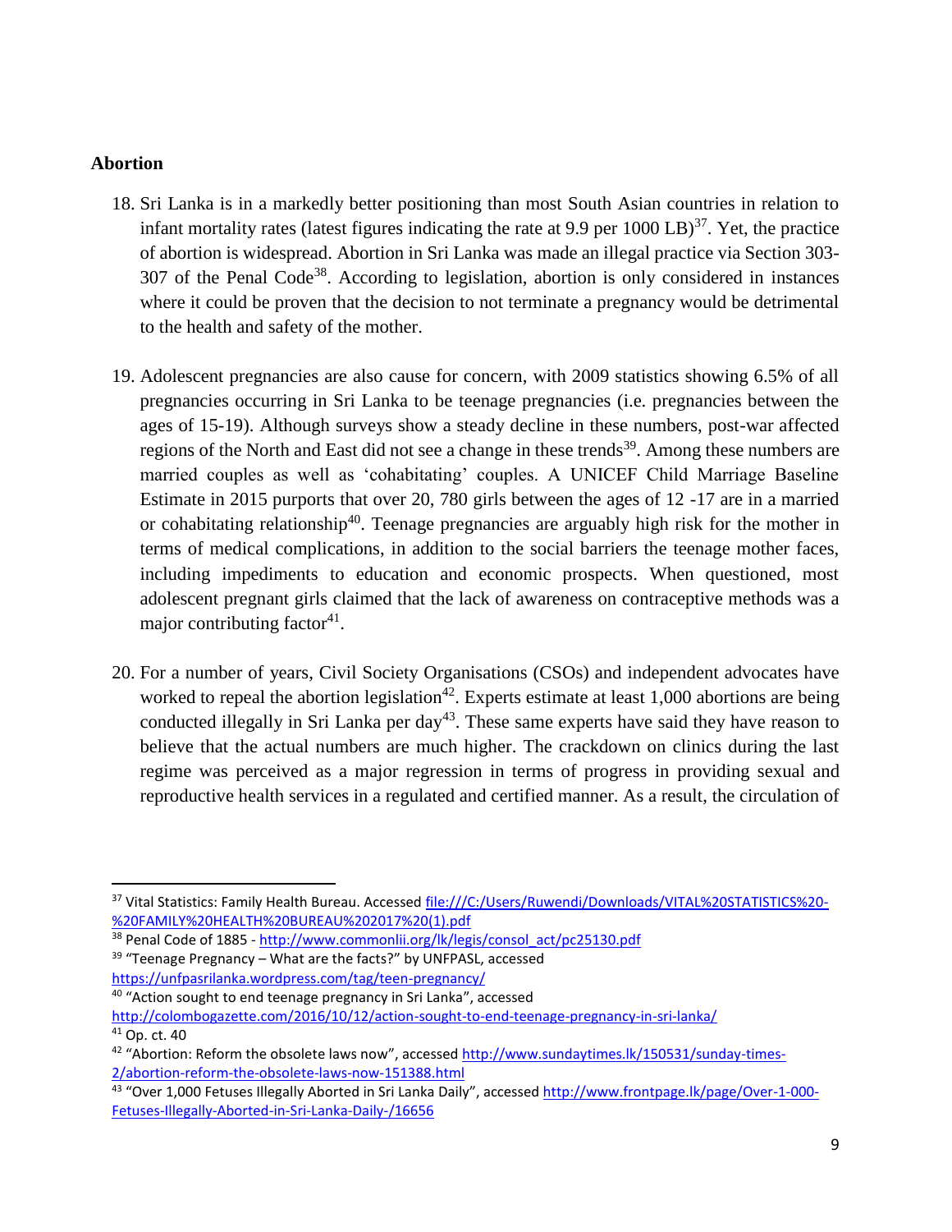**Abortion**

18. Sri Lanka is in a markedly better positioning than most South Asian countries in relation to infant mortality rates (latest figures indicating the rate at 9.9 per 1000 LB)[37]. Yet, the practice of abortion is widespread. Abortion in Sri Lanka was made an illegal practice via Section 303-307 of the Penal Code[38]. According to legislation, abortion is only considered in instances where it could be proven that the decision to not terminate a pregnancy would be detrimental to the health and safety of the mother.

19. Adolescent pregnancies are also cause for concern, with 2009 statistics showing 6.5% of all pregnancies occurring in Sri Lanka to be teenage pregnancies (i.e. pregnancies between the ages of 15-19). Although surveys show a steady decline in these numbers, post-war affected regions of the North and East did not see a change in these trends[39]. Among these numbers are married couples as well as 'cohabitating' couples. A UNICEF Child Marriage Baseline Estimate in 2015 purports that over 20, 780 girls between the ages of 12 -17 are in a married or cohabitating relationship[40]. Teenage pregnancies are arguably high risk for the mother in terms of medical complications, in addition to the social barriers the teenage mother faces, including impediments to education and economic prospects. When questioned, most adolescent pregnant girls claimed that the lack of awareness on contraceptive methods was a major contributing factor[41].

20. For a number of years, Civil Society Organisations (CSOs) and independent advocates have worked to repeal the abortion legislation[42]. Experts estimate at least 1,000 abortions are being conducted illegally in Sri Lanka per day[43]. These same experts have said they have reason to believe that the actual numbers are much higher. The crackdown on clinics during the last regime was perceived as a major regression in terms of progress in providing sexual and reproductive health services in a regulated and certified manner. As a result, the circulation of

---

[37] Vital Statistics: Family Health Bureau. Accessed file:///C:/Users/Ruwendi/Downloads/VITAL%20STATISTICS%20-%20FAMILY%20HEALTH%20BUREAU%202017%20(1).pdf

[38] Penal Code of 1885 - http://www.commonlii.org/lk/legis/consol_act/pc25130.pdf

[39] "Teenage Pregnancy – What are the facts?" by UNFPASL, accessed https://unfpasrilanka.wordpress.com/tag/teen-pregnancy/

[40] "Action sought to end teenage pregnancy in Sri Lanka", accessed http://colombogazette.com/2016/10/12/action-sought-to-end-teenage-pregnancy-in-sri-lanka/

[41] Op. ct. 40

[42] "Abortion: Reform the obsolete laws now", accessed http://www.sundaytimes.lk/150531/sunday-times-2/abortion-reform-the-obsolete-laws-now-151388.html

[43] "Over 1,000 Fetuses Illegally Aborted in Sri Lanka Daily", accessed http://www.frontpage.lk/page/Over-1-000-Fetuses-Illegally-Aborted-in-Sri-Lanka-Daily-/16656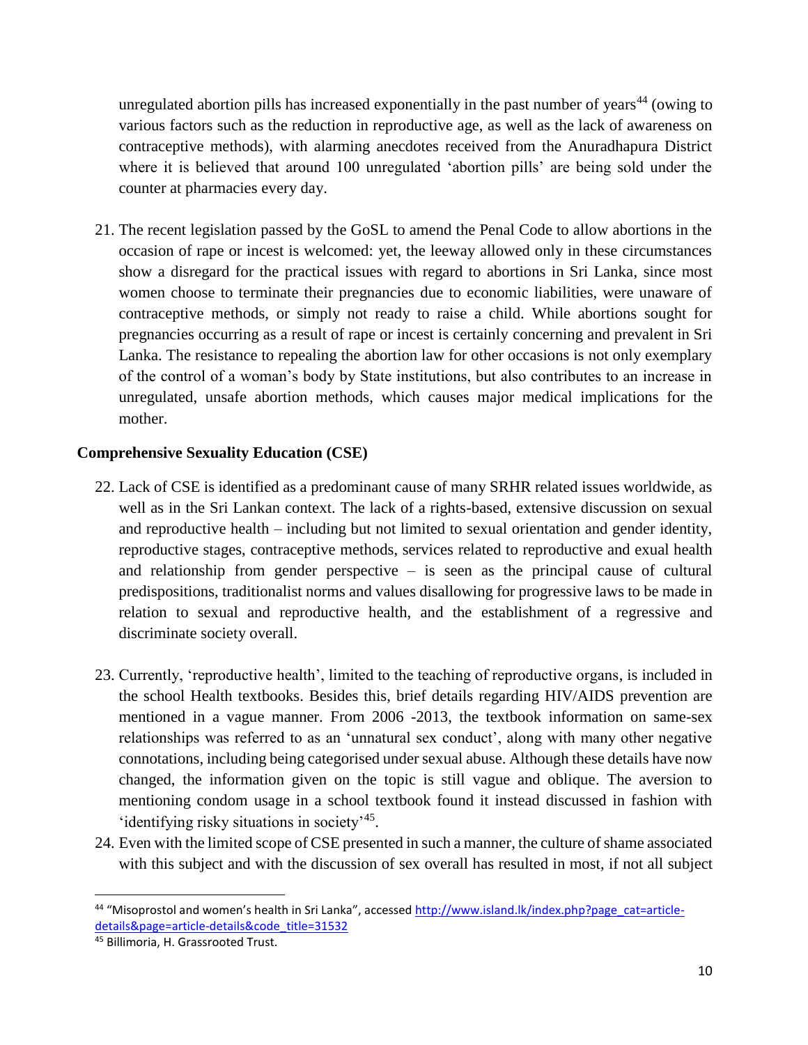unregulated abortion pills has increased exponentially in the past number of years[44] (owing to various factors such as the reduction in reproductive age, as well as the lack of awareness on contraceptive methods), with alarming anecdotes received from the Anuradhapura District where it is believed that around 100 unregulated 'abortion pills' are being sold under the counter at pharmacies every day.

21. The recent legislation passed by the GoSL to amend the Penal Code to allow abortions in the occasion of rape or incest is welcomed: yet, the leeway allowed only in these circumstances show a disregard for the practical issues with regard to abortions in Sri Lanka, since most women choose to terminate their pregnancies due to economic liabilities, were unaware of contraceptive methods, or simply not ready to raise a child. While abortions sought for pregnancies occurring as a result of rape or incest is certainly concerning and prevalent in Sri Lanka. The resistance to repealing the abortion law for other occasions is not only exemplary of the control of a woman's body by State institutions, but also contributes to an increase in unregulated, unsafe abortion methods, which causes major medical implications for the mother.

**Comprehensive Sexuality Education (CSE)**

22. Lack of CSE is identified as a predominant cause of many SRHR related issues worldwide, as well as in the Sri Lankan context. The lack of a rights-based, extensive discussion on sexual and reproductive health – including but not limited to sexual orientation and gender identity, reproductive stages, contraceptive methods, services related to reproductive and exual health and relationship from gender perspective – is seen as the principal cause of cultural predispositions, traditionalist norms and values disallowing for progressive laws to be made in relation to sexual and reproductive health, and the establishment of a regressive and discriminate society overall.

23. Currently, 'reproductive health', limited to the teaching of reproductive organs, is included in the school Health textbooks. Besides this, brief details regarding HIV/AIDS prevention are mentioned in a vague manner. From 2006 -2013, the textbook information on same-sex relationships was referred to as an 'unnatural sex conduct', along with many other negative connotations, including being categorised under sexual abuse. Although these details have now changed, the information given on the topic is still vague and oblique. The aversion to mentioning condom usage in a school textbook found it instead discussed in fashion with 'identifying risky situations in society'[45].

24. Even with the limited scope of CSE presented in such a manner, the culture of shame associated with this subject and with the discussion of sex overall has resulted in most, if not all subject

---

[44] "Misoprostol and women's health in Sri Lanka", accessed http://www.island.lk/index.php?page_cat=article-details&page=article-details&code_title=31532

[45] Billimoria, H. Grassrooted Trust.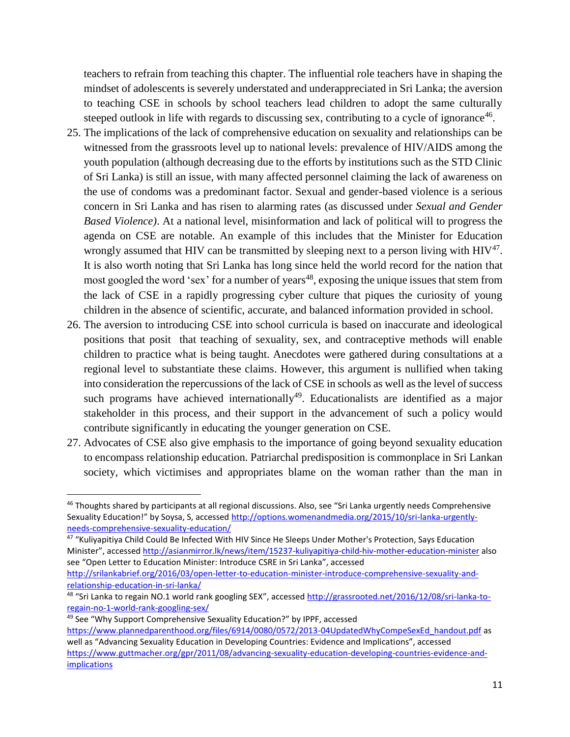teachers to refrain from teaching this chapter. The influential role teachers have in shaping the mindset of adolescents is severely understated and underappreciated in Sri Lanka; the aversion to teaching CSE in schools by school teachers lead children to adopt the same culturally steeped outlook in life with regards to discussing sex, contributing to a cycle of ignorance[46].

25. The implications of the lack of comprehensive education on sexuality and relationships can be witnessed from the grassroots level up to national levels: prevalence of HIV/AIDS among the youth population (although decreasing due to the efforts by institutions such as the STD Clinic of Sri Lanka) is still an issue, with many affected personnel claiming the lack of awareness on the use of condoms was a predominant factor. Sexual and gender-based violence is a serious concern in Sri Lanka and has risen to alarming rates (as discussed under *Sexual and Gender Based Violence)*. At a national level, misinformation and lack of political will to progress the agenda on CSE are notable. An example of this includes that the Minister for Education wrongly assumed that HIV can be transmitted by sleeping next to a person living with HIV[47]. It is also worth noting that Sri Lanka has long since held the world record for the nation that most googled the word 'sex' for a number of years[48], exposing the unique issues that stem from the lack of CSE in a rapidly progressing cyber culture that piques the curiosity of young children in the absence of scientific, accurate, and balanced information provided in school.
26. The aversion to introducing CSE into school curricula is based on inaccurate and ideological positions that posit that teaching of sexuality, sex, and contraceptive methods will enable children to practice what is being taught. Anecdotes were gathered during consultations at a regional level to substantiate these claims. However, this argument is nullified when taking into consideration the repercussions of the lack of CSE in schools as well as the level of success such programs have achieved internationally[49]. Educationalists are identified as a major stakeholder in this process, and their support in the advancement of such a policy would contribute significantly in educating the younger generation on CSE.
27. Advocates of CSE also give emphasis to the importance of going beyond sexuality education to encompass relationship education. Patriarchal predisposition is commonplace in Sri Lankan society, which victimises and appropriates blame on the woman rather than the man in

---

[46] Thoughts shared by participants at all regional discussions. Also, see "Sri Lanka urgently needs Comprehensive Sexuality Education!" by Soysa, S, accessed http://options.womenandmedia.org/2015/10/sri-lanka-urgently-needs-comprehensive-sexuality-education/

[47] "Kuliyapitiya Child Could Be Infected With HIV Since He Sleeps Under Mother's Protection, Says Education Minister", accessed http://asianmirror.lk/news/item/15237-kuliyapitiya-child-hiv-mother-education-minister also see "Open Letter to Education Minister: Introduce CSRE in Sri Lanka", accessed http://srilankabrief.org/2016/03/open-letter-to-education-minister-introduce-comprehensive-sexuality-and-relationship-education-in-sri-lanka/

[48] "Sri Lanka to regain NO.1 world rank googling SEX", accessed http://grassrooted.net/2016/12/08/sri-lanka-to-regain-no-1-world-rank-googling-sex/

[49] See "Why Support Comprehensive Sexuality Education?" by IPPF, accessed https://www.plannedparenthood.org/files/6914/0080/0572/2013-04UpdatedWhyCompeSexEd_handout.pdf as well as "Advancing Sexuality Education in Developing Countries: Evidence and Implications", accessed https://www.guttmacher.org/gpr/2011/08/advancing-sexuality-education-developing-countries-evidence-and-implications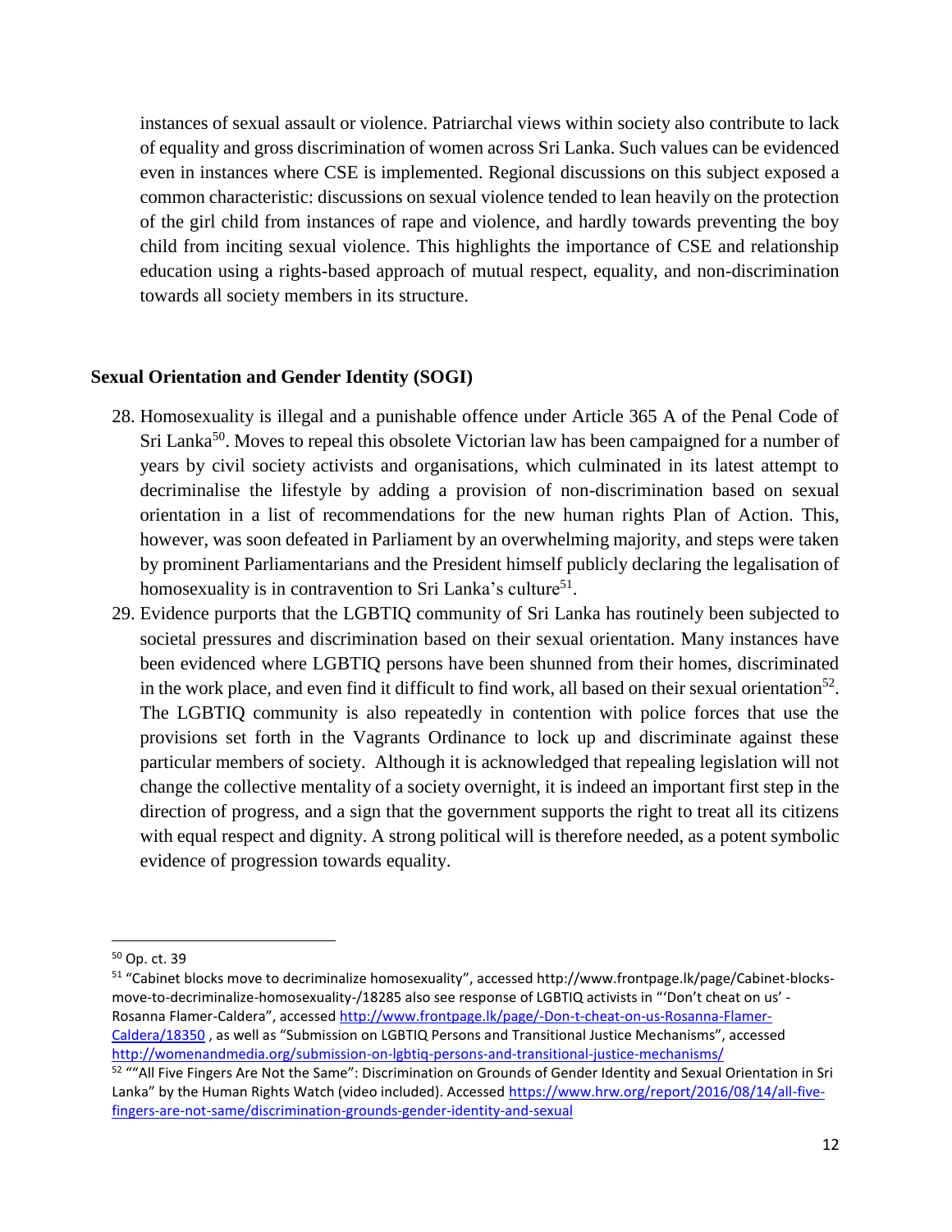instances of sexual assault or violence. Patriarchal views within society also contribute to lack of equality and gross discrimination of women across Sri Lanka. Such values can be evidenced even in instances where CSE is implemented. Regional discussions on this subject exposed a common characteristic: discussions on sexual violence tended to lean heavily on the protection of the girl child from instances of rape and violence, and hardly towards preventing the boy child from inciting sexual violence. This highlights the importance of CSE and relationship education using a rights-based approach of mutual respect, equality, and non-discrimination towards all society members in its structure.

**Sexual Orientation and Gender Identity (SOGI)**

28. Homosexuality is illegal and a punishable offence under Article 365 A of the Penal Code of Sri Lanka[50]. Moves to repeal this obsolete Victorian law has been campaigned for a number of years by civil society activists and organisations, which culminated in its latest attempt to decriminalise the lifestyle by adding a provision of non-discrimination based on sexual orientation in a list of recommendations for the new human rights Plan of Action. This, however, was soon defeated in Parliament by an overwhelming majority, and steps were taken by prominent Parliamentarians and the President himself publicly declaring the legalisation of homosexuality is in contravention to Sri Lanka's culture[51].
29. Evidence purports that the LGBTIQ community of Sri Lanka has routinely been subjected to societal pressures and discrimination based on their sexual orientation. Many instances have been evidenced where LGBTIQ persons have been shunned from their homes, discriminated in the work place, and even find it difficult to find work, all based on their sexual orientation[52]. The LGBTIQ community is also repeatedly in contention with police forces that use the provisions set forth in the Vagrants Ordinance to lock up and discriminate against these particular members of society. Although it is acknowledged that repealing legislation will not change the collective mentality of a society overnight, it is indeed an important first step in the direction of progress, and a sign that the government supports the right to treat all its citizens with equal respect and dignity. A strong political will is therefore needed, as a potent symbolic evidence of progression towards equality.

---

[50] Op. ct. 39

[51] "Cabinet blocks move to decriminalize homosexuality", accessed http://www.frontpage.lk/page/Cabinet-blocks-move-to-decriminalize-homosexuality-/18285 also see response of LGBTIQ activists in "'Don't cheat on us' - Rosanna Flamer-Caldera", accessed http://www.frontpage.lk/page/-Don-t-cheat-on-us-Rosanna-Flamer-Caldera/18350 , as well as "Submission on LGBTIQ Persons and Transitional Justice Mechanisms", accessed http://womenandmedia.org/submission-on-lgbtiq-persons-and-transitional-justice-mechanisms/

[52] ""All Five Fingers Are Not the Same": Discrimination on Grounds of Gender Identity and Sexual Orientation in Sri Lanka" by the Human Rights Watch (video included). Accessed https://www.hrw.org/report/2016/08/14/all-five-fingers-are-not-same/discrimination-grounds-gender-identity-and-sexual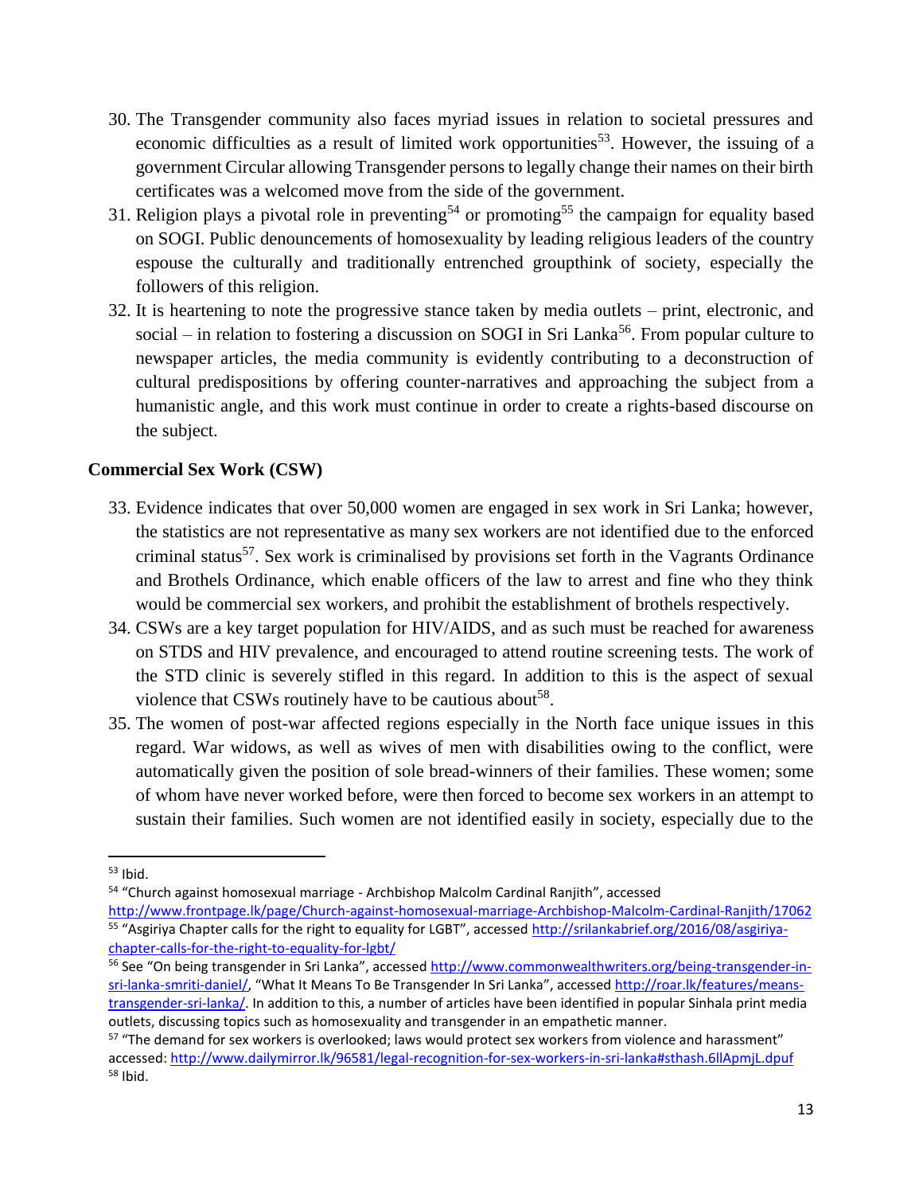30. The Transgender community also faces myriad issues in relation to societal pressures and economic difficulties as a result of limited work opportunities[53]. However, the issuing of a government Circular allowing Transgender persons to legally change their names on their birth certificates was a welcomed move from the side of the government.
31. Religion plays a pivotal role in preventing[54] or promoting[55] the campaign for equality based on SOGI. Public denouncements of homosexuality by leading religious leaders of the country espouse the culturally and traditionally entrenched groupthink of society, especially the followers of this religion.
32. It is heartening to note the progressive stance taken by media outlets – print, electronic, and social – in relation to fostering a discussion on SOGI in Sri Lanka[56]. From popular culture to newspaper articles, the media community is evidently contributing to a deconstruction of cultural predispositions by offering counter-narratives and approaching the subject from a humanistic angle, and this work must continue in order to create a rights-based discourse on the subject.

**Commercial Sex Work (CSW)**

33. Evidence indicates that over 50,000 women are engaged in sex work in Sri Lanka; however, the statistics are not representative as many sex workers are not identified due to the enforced criminal status[57]. Sex work is criminalised by provisions set forth in the Vagrants Ordinance and Brothels Ordinance, which enable officers of the law to arrest and fine who they think would be commercial sex workers, and prohibit the establishment of brothels respectively.
34. CSWs are a key target population for HIV/AIDS, and as such must be reached for awareness on STDS and HIV prevalence, and encouraged to attend routine screening tests. The work of the STD clinic is severely stifled in this regard. In addition to this is the aspect of sexual violence that CSWs routinely have to be cautious about[58].
35. The women of post-war affected regions especially in the North face unique issues in this regard. War widows, as well as wives of men with disabilities owing to the conflict, were automatically given the position of sole bread-winners of their families. These women; some of whom have never worked before, were then forced to become sex workers in an attempt to sustain their families. Such women are not identified easily in society, especially due to the

---

[53] Ibid.

[54] "Church against homosexual marriage - Archbishop Malcolm Cardinal Ranjith", accessed http://www.frontpage.lk/page/Church-against-homosexual-marriage-Archbishop-Malcolm-Cardinal-Ranjith/17062

[55] "Asgiriya Chapter calls for the right to equality for LGBT", accessed http://srilankabrief.org/2016/08/asgiriya-chapter-calls-for-the-right-to-equality-for-lgbt/

[56] See "On being transgender in Sri Lanka", accessed http://www.commonwealthwriters.org/being-transgender-in-sri-lanka-smriti-daniel/, "What It Means To Be Transgender In Sri Lanka", accessed http://roar.lk/features/means-transgender-sri-lanka/. In addition to this, a number of articles have been identified in popular Sinhala print media outlets, discussing topics such as homosexuality and transgender in an empathetic manner.

[57] "The demand for sex workers is overlooked; laws would protect sex workers from violence and harassment" accessed: http://www.dailymirror.lk/96581/legal-recognition-for-sex-workers-in-sri-lanka#sthash.6llApmjL.dpuf

[58] Ibid.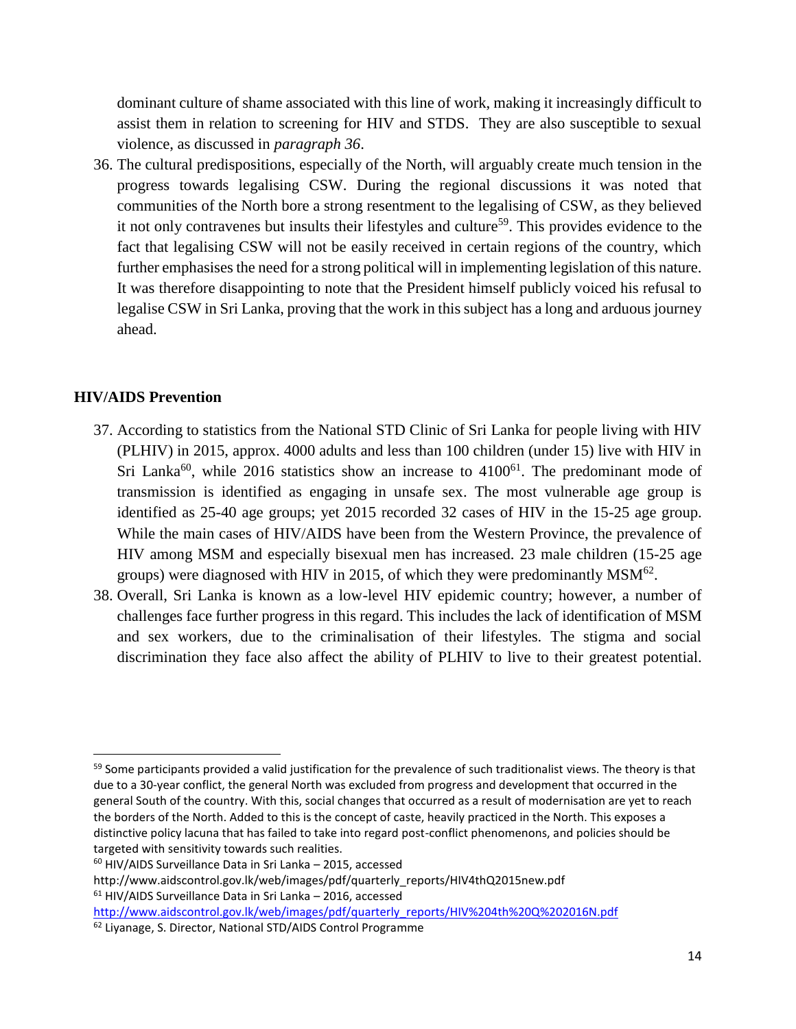dominant culture of shame associated with this line of work, making it increasingly difficult to assist them in relation to screening for HIV and STDS. They are also susceptible to sexual violence, as discussed in *paragraph 36*.

36. The cultural predispositions, especially of the North, will arguably create much tension in the progress towards legalising CSW. During the regional discussions it was noted that communities of the North bore a strong resentment to the legalising of CSW, as they believed it not only contravenes but insults their lifestyles and culture[59]. This provides evidence to the fact that legalising CSW will not be easily received in certain regions of the country, which further emphasises the need for a strong political will in implementing legislation of this nature. It was therefore disappointing to note that the President himself publicly voiced his refusal to legalise CSW in Sri Lanka, proving that the work in this subject has a long and arduous journey ahead.

**HIV/AIDS Prevention**

37. According to statistics from the National STD Clinic of Sri Lanka for people living with HIV (PLHIV) in 2015, approx. 4000 adults and less than 100 children (under 15) live with HIV in Sri Lanka[60], while 2016 statistics show an increase to 4100[61]. The predominant mode of transmission is identified as engaging in unsafe sex. The most vulnerable age group is identified as 25-40 age groups; yet 2015 recorded 32 cases of HIV in the 15-25 age group. While the main cases of HIV/AIDS have been from the Western Province, the prevalence of HIV among MSM and especially bisexual men has increased. 23 male children (15-25 age groups) were diagnosed with HIV in 2015, of which they were predominantly MSM[62].
38. Overall, Sri Lanka is known as a low-level HIV epidemic country; however, a number of challenges face further progress in this regard. This includes the lack of identification of MSM and sex workers, due to the criminalisation of their lifestyles. The stigma and social discrimination they face also affect the ability of PLHIV to live to their greatest potential.

---

[59] Some participants provided a valid justification for the prevalence of such traditionalist views. The theory is that due to a 30-year conflict, the general North was excluded from progress and development that occurred in the general South of the country. With this, social changes that occurred as a result of modernisation are yet to reach the borders of the North. Added to this is the concept of caste, heavily practiced in the North. This exposes a distinctive policy lacuna that has failed to take into regard post-conflict phenomenons, and policies should be targeted with sensitivity towards such realities.

[60] HIV/AIDS Surveillance Data in Sri Lanka – 2015, accessed http://www.aidscontrol.gov.lk/web/images/pdf/quarterly_reports/HIV4thQ2015new.pdf

[61] HIV/AIDS Surveillance Data in Sri Lanka – 2016, accessed http://www.aidscontrol.gov.lk/web/images/pdf/quarterly_reports/HIV%204th%20Q%202016N.pdf

[62] Liyanage, S. Director, National STD/AIDS Control Programme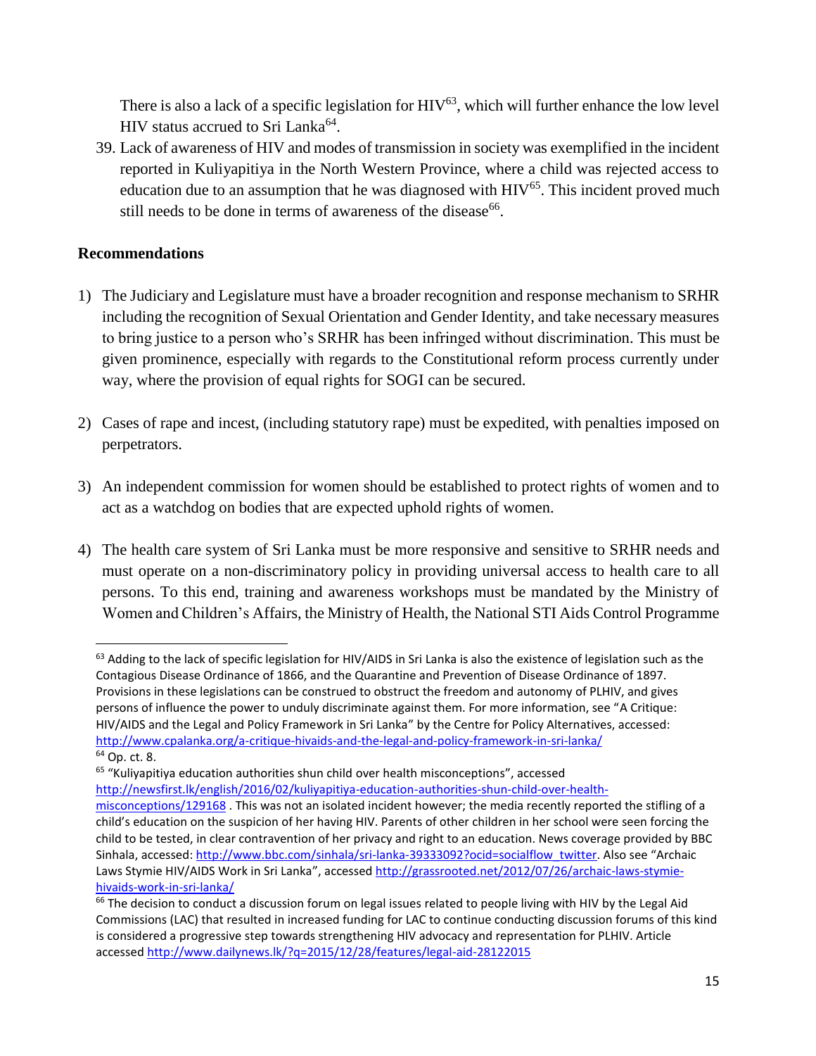There is also a lack of a specific legislation for HIV[63], which will further enhance the low level HIV status accrued to Sri Lanka[64].

39. Lack of awareness of HIV and modes of transmission in society was exemplified in the incident reported in Kuliyapitiya in the North Western Province, where a child was rejected access to education due to an assumption that he was diagnosed with HIV[65]. This incident proved much still needs to be done in terms of awareness of the disease[66].

**Recommendations**

1) The Judiciary and Legislature must have a broader recognition and response mechanism to SRHR including the recognition of Sexual Orientation and Gender Identity, and take necessary measures to bring justice to a person who's SRHR has been infringed without discrimination. This must be given prominence, especially with regards to the Constitutional reform process currently under way, where the provision of equal rights for SOGI can be secured.

2) Cases of rape and incest, (including statutory rape) must be expedited, with penalties imposed on perpetrators.

3) An independent commission for women should be established to protect rights of women and to act as a watchdog on bodies that are expected uphold rights of women.

4) The health care system of Sri Lanka must be more responsive and sensitive to SRHR needs and must operate on a non-discriminatory policy in providing universal access to health care to all persons. To this end, training and awareness workshops must be mandated by the Ministry of Women and Children's Affairs, the Ministry of Health, the National STI Aids Control Programme

---

[63] Adding to the lack of specific legislation for HIV/AIDS in Sri Lanka is also the existence of legislation such as the Contagious Disease Ordinance of 1866, and the Quarantine and Prevention of Disease Ordinance of 1897. Provisions in these legislations can be construed to obstruct the freedom and autonomy of PLHIV, and gives persons of influence the power to unduly discriminate against them. For more information, see "A Critique: HIV/AIDS and the Legal and Policy Framework in Sri Lanka" by the Centre for Policy Alternatives, accessed: http://www.cpalanka.org/a-critique-hivaids-and-the-legal-and-policy-framework-in-sri-lanka/

[64] Op. ct. 8.

[65] "Kuliyapitiya education authorities shun child over health misconceptions", accessed http://newsfirst.lk/english/2016/02/kuliyapitiya-education-authorities-shun-child-over-health-misconceptions/129168 . This was not an isolated incident however; the media recently reported the stifling of a child's education on the suspicion of her having HIV. Parents of other children in her school were seen forcing the child to be tested, in clear contravention of her privacy and right to an education. News coverage provided by BBC Sinhala, accessed: http://www.bbc.com/sinhala/sri-lanka-39333092?ocid=socialflow_twitter. Also see "Archaic Laws Stymie HIV/AIDS Work in Sri Lanka", accessed http://grassrooted.net/2012/07/26/archaic-laws-stymie-hivaids-work-in-sri-lanka/

[66] The decision to conduct a discussion forum on legal issues related to people living with HIV by the Legal Aid Commissions (LAC) that resulted in increased funding for LAC to continue conducting discussion forums of this kind is considered a progressive step towards strengthening HIV advocacy and representation for PLHIV. Article accessed http://www.dailynews.lk/?q=2015/12/28/features/legal-aid-28122015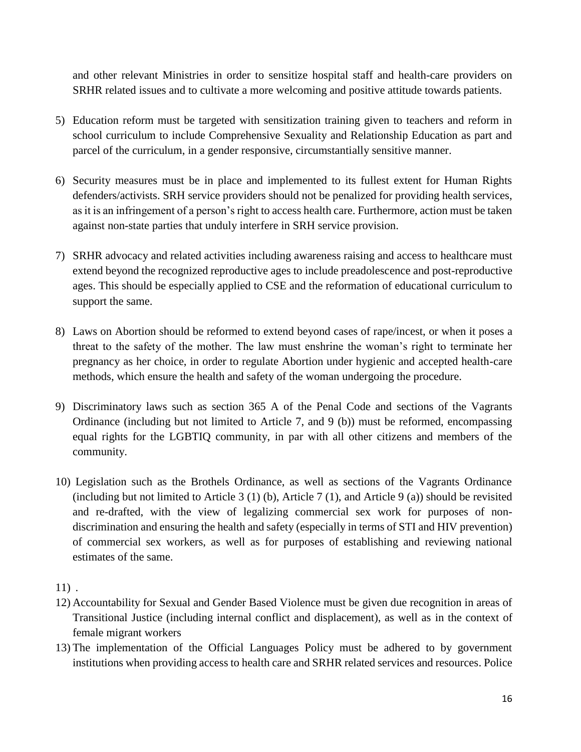and other relevant Ministries in order to sensitize hospital staff and health-care providers on SRHR related issues and to cultivate a more welcoming and positive attitude towards patients.

5) Education reform must be targeted with sensitization training given to teachers and reform in school curriculum to include Comprehensive Sexuality and Relationship Education as part and parcel of the curriculum, in a gender responsive, circumstantially sensitive manner.

6) Security measures must be in place and implemented to its fullest extent for Human Rights defenders/activists. SRH service providers should not be penalized for providing health services, as it is an infringement of a person's right to access health care. Furthermore, action must be taken against non-state parties that unduly interfere in SRH service provision.

7) SRHR advocacy and related activities including awareness raising and access to healthcare must extend beyond the recognized reproductive ages to include preadolescence and post-reproductive ages. This should be especially applied to CSE and the reformation of educational curriculum to support the same.

8) Laws on Abortion should be reformed to extend beyond cases of rape/incest, or when it poses a threat to the safety of the mother. The law must enshrine the woman's right to terminate her pregnancy as her choice, in order to regulate Abortion under hygienic and accepted health-care methods, which ensure the health and safety of the woman undergoing the procedure.

9) Discriminatory laws such as section 365 A of the Penal Code and sections of the Vagrants Ordinance (including but not limited to Article 7, and 9 (b)) must be reformed, encompassing equal rights for the LGBTIQ community, in par with all other citizens and members of the community.

10) Legislation such as the Brothels Ordinance, as well as sections of the Vagrants Ordinance (including but not limited to Article 3 (1) (b), Article 7 (1), and Article 9 (a)) should be revisited and re-drafted, with the view of legalizing commercial sex work for purposes of non-discrimination and ensuring the health and safety (especially in terms of STI and HIV prevention) of commercial sex workers, as well as for purposes of establishing and reviewing national estimates of the same.

11) .

12) Accountability for Sexual and Gender Based Violence must be given due recognition in areas of Transitional Justice (including internal conflict and displacement), as well as in the context of female migrant workers

13) The implementation of the Official Languages Policy must be adhered to by government institutions when providing access to health care and SRHR related services and resources. Police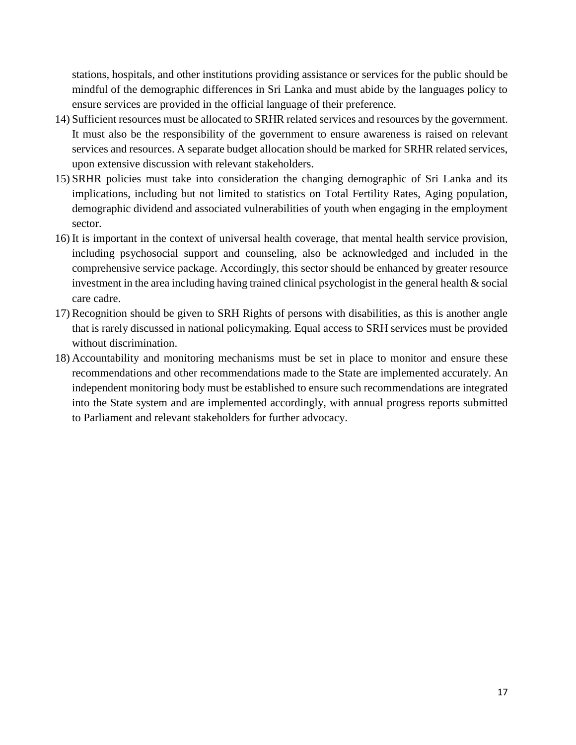stations, hospitals, and other institutions providing assistance or services for the public should be mindful of the demographic differences in Sri Lanka and must abide by the languages policy to ensure services are provided in the official language of their preference.

14) Sufficient resources must be allocated to SRHR related services and resources by the government. It must also be the responsibility of the government to ensure awareness is raised on relevant services and resources. A separate budget allocation should be marked for SRHR related services, upon extensive discussion with relevant stakeholders.
15) SRHR policies must take into consideration the changing demographic of Sri Lanka and its implications, including but not limited to statistics on Total Fertility Rates, Aging population, demographic dividend and associated vulnerabilities of youth when engaging in the employment sector.
16) It is important in the context of universal health coverage, that mental health service provision, including psychosocial support and counseling, also be acknowledged and included in the comprehensive service package. Accordingly, this sector should be enhanced by greater resource investment in the area including having trained clinical psychologist in the general health & social care cadre.
17) Recognition should be given to SRH Rights of persons with disabilities, as this is another angle that is rarely discussed in national policymaking. Equal access to SRH services must be provided without discrimination.
18) Accountability and monitoring mechanisms must be set in place to monitor and ensure these recommendations and other recommendations made to the State are implemented accurately. An independent monitoring body must be established to ensure such recommendations are integrated into the State system and are implemented accordingly, with annual progress reports submitted to Parliament and relevant stakeholders for further advocacy.